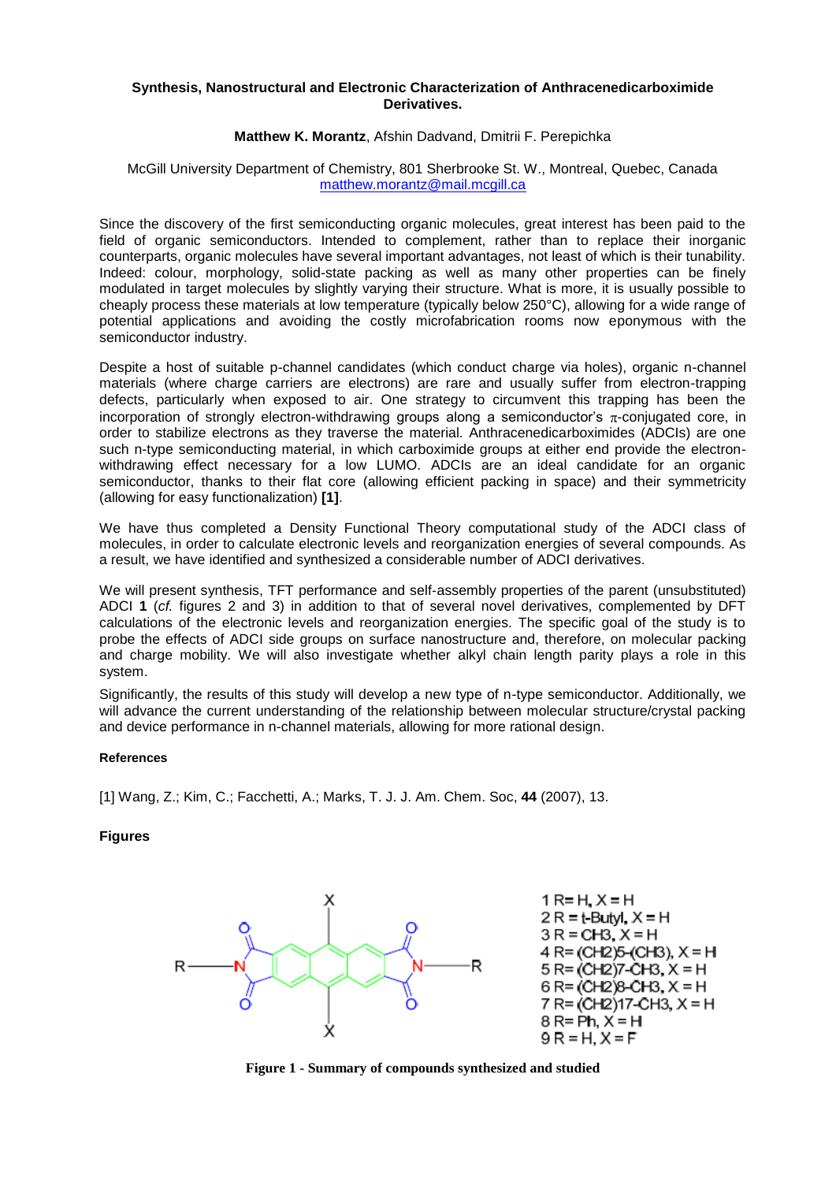# Synthesis, Nanostructural and Electronic Characterization of Anthracenedicarboximide Derivatives.

**Matthew K. Morantz**, Afshin Dadvand, Dmitrii F. Perepichka

McGill University Department of Chemistry, 801 Sherbrooke St. W., Montreal, Quebec, Canada
matthew.morantz@mail.mcgill.ca

Since the discovery of the first semiconducting organic molecules, great interest has been paid to the field of organic semiconductors. Intended to complement, rather than to replace their inorganic counterparts, organic molecules have several important advantages, not least of which is their tunability. Indeed: colour, morphology, solid-state packing as well as many other properties can be finely modulated in target molecules by slightly varying their structure. What is more, it is usually possible to cheaply process these materials at low temperature (typically below 250°C), allowing for a wide range of potential applications and avoiding the costly microfabrication rooms now eponymous with the semiconductor industry.

Despite a host of suitable p-channel candidates (which conduct charge via holes), organic n-channel materials (where charge carriers are electrons) are rare and usually suffer from electron-trapping defects, particularly when exposed to air. One strategy to circumvent this trapping has been the incorporation of strongly electron-withdrawing groups along a semiconductor's $\pi$-conjugated core, in order to stabilize electrons as they traverse the material. Anthracenedicarboximides (ADCIs) are one such n-type semiconducting material, in which carboximide groups at either end provide the electron-withdrawing effect necessary for a low LUMO. ADCIs are an ideal candidate for an organic semiconductor, thanks to their flat core (allowing efficient packing in space) and their symmetricity (allowing for easy functionalization) **[1]**.

We have thus completed a Density Functional Theory computational study of the ADCI class of molecules, in order to calculate electronic levels and reorganization energies of several compounds. As a result, we have identified and synthesized a considerable number of ADCI derivatives.

We will present synthesis, TFT performance and self-assembly properties of the parent (unsubstituted) ADCI **1** (*cf.* figures 2 and 3) in addition to that of several novel derivatives, complemented by DFT calculations of the electronic levels and reorganization energies. The specific goal of the study is to probe the effects of ADCI side groups on surface nanostructure and, therefore, on molecular packing and charge mobility. We will also investigate whether alkyl chain length parity plays a role in this system.

Significantly, the results of this study will develop a new type of n-type semiconductor. Additionally, we will advance the current understanding of the relationship between molecular structure/crystal packing and device performance in n-channel materials, allowing for more rational design.

#### References

[1] Wang, Z.; Kim, C.; Facchetti, A.; Marks, T. J. J. Am. Chem. Soc, **44** (2007), 13.

#### Figures

1 R= H, X = H
2 R = t-Butyl, X = H
3 R = CH3, X = H
4 R= (CH2)5-(CH3), X = H
5 R= (CH2)7-CH3, X = H
6 R= (CH2)8-CH3, X = H
7 R= (CH2)17-CH3, X = H
8 R= Ph, X = H
9 R = H, X = F

**Figure 1 - Summary of compounds synthesized and studied**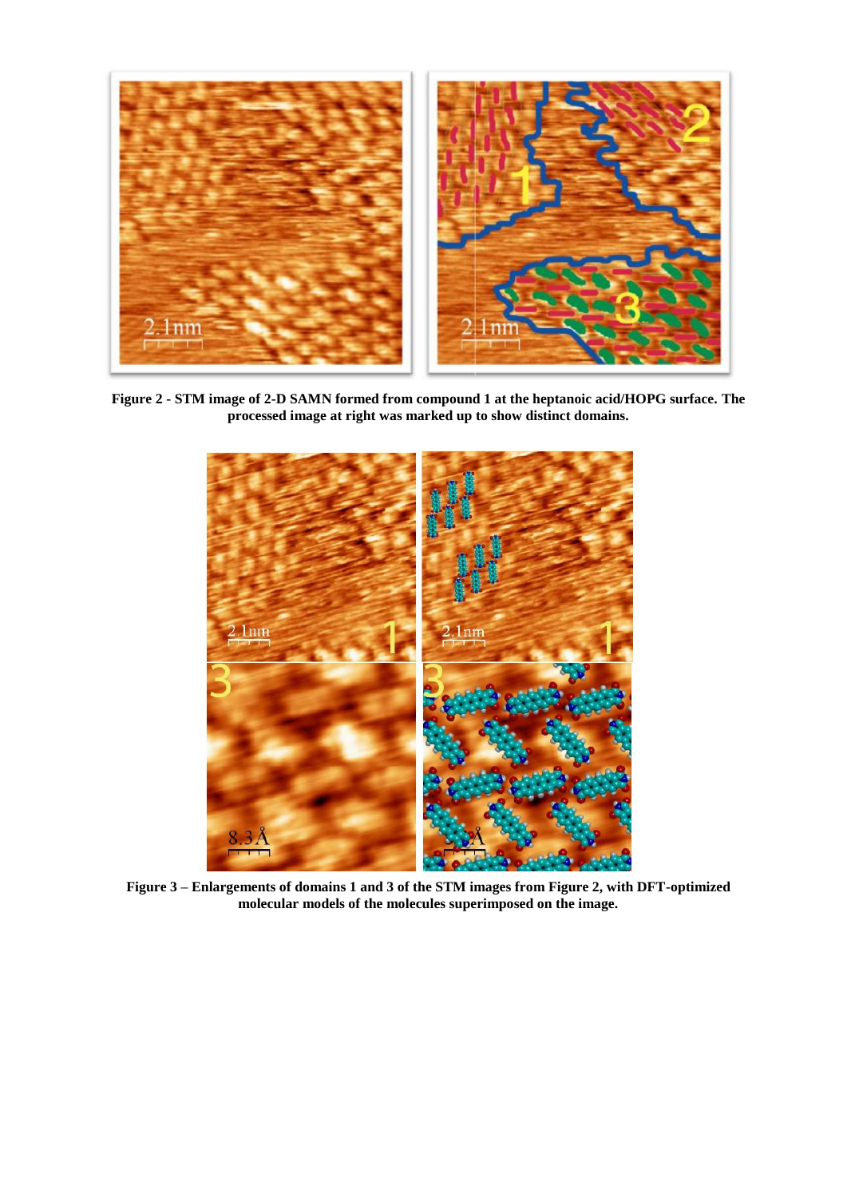**Figure 2 - STM image of 2-D SAMN formed from compound 1 at the heptanoic acid/HOPG surface. The processed image at right was marked up to show distinct domains.**

**Figure 3 – Enlargements of domains 1 and 3 of the STM images from Figure 2, with DFT-optimized molecular models of the molecules superimposed on the image.**